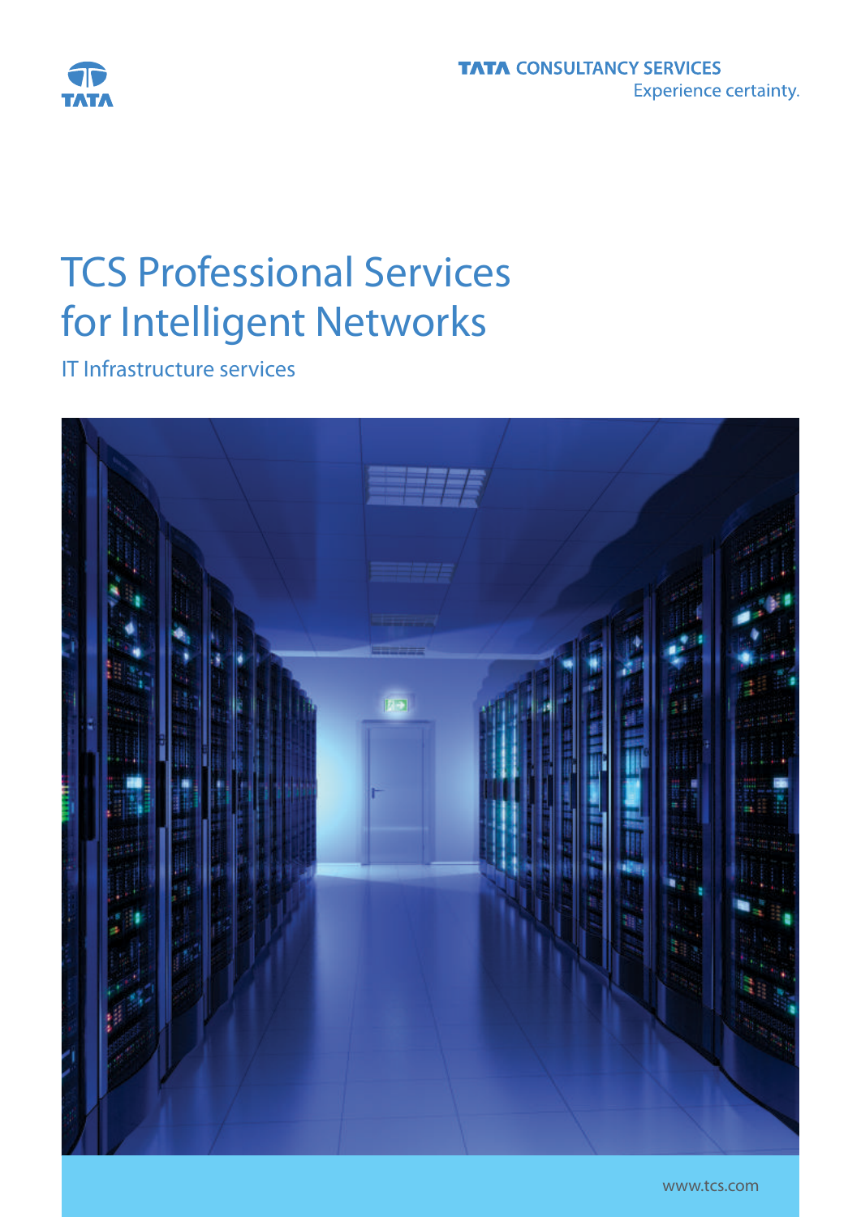TATA

TATA CONSULTANCY SERVICES
Experience certainty.

# TCS Professional Services for Intelligent Networks

IT Infrastructure services

www.tcs.com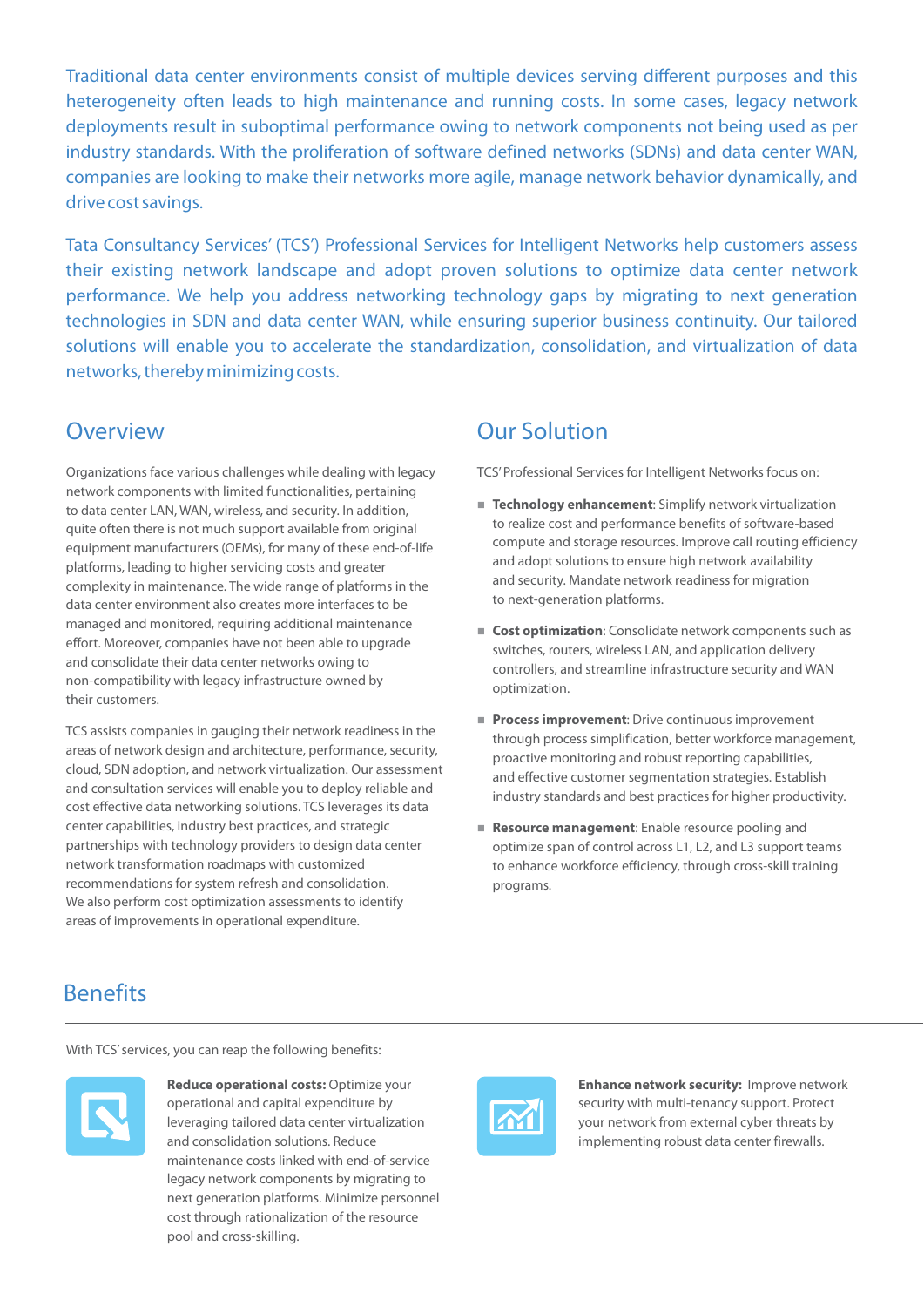Traditional data center environments consist of multiple devices serving different purposes and this heterogeneity often leads to high maintenance and running costs. In some cases, legacy network deployments result in suboptimal performance owing to network components not being used as per industry standards. With the proliferation of software defined networks (SDNs) and data center WAN, companies are looking to make their networks more agile, manage network behavior dynamically, and drive cost savings.

Tata Consultancy Services' (TCS') Professional Services for Intelligent Networks help customers assess their existing network landscape and adopt proven solutions to optimize data center network performance. We help you address networking technology gaps by migrating to next generation technologies in SDN and data center WAN, while ensuring superior business continuity. Our tailored solutions will enable you to accelerate the standardization, consolidation, and virtualization of data networks, thereby minimizing costs.

## Overview

Organizations face various challenges while dealing with legacy network components with limited functionalities, pertaining to data center LAN, WAN, wireless, and security. In addition, quite often there is not much support available from original equipment manufacturers (OEMs), for many of these end-of-life platforms, leading to higher servicing costs and greater complexity in maintenance. The wide range of platforms in the data center environment also creates more interfaces to be managed and monitored, requiring additional maintenance effort. Moreover, companies have not been able to upgrade and consolidate their data center networks owing to non-compatibility with legacy infrastructure owned by their customers.

TCS assists companies in gauging their network readiness in the areas of network design and architecture, performance, security, cloud, SDN adoption, and network virtualization. Our assessment and consultation services will enable you to deploy reliable and cost effective data networking solutions. TCS leverages its data center capabilities, industry best practices, and strategic partnerships with technology providers to design data center network transformation roadmaps with customized recommendations for system refresh and consolidation. We also perform cost optimization assessments to identify areas of improvements in operational expenditure.

## Our Solution

TCS' Professional Services for Intelligent Networks focus on:

- **Technology enhancement**: Simplify network virtualization to realize cost and performance benefits of software-based compute and storage resources. Improve call routing efficiency and adopt solutions to ensure high network availability and security. Mandate network readiness for migration to next-generation platforms.
- **Cost optimization**: Consolidate network components such as switches, routers, wireless LAN, and application delivery controllers, and streamline infrastructure security and WAN optimization.
- **Process improvement**: Drive continuous improvement through process simplification, better workforce management, proactive monitoring and robust reporting capabilities, and effective customer segmentation strategies. Establish industry standards and best practices for higher productivity.
- **Resource management**: Enable resource pooling and optimize span of control across L1, L2, and L3 support teams to enhance workforce efficiency, through cross-skill training programs.

## Benefits

With TCS' services, you can reap the following benefits:

**Reduce operational costs:** Optimize your operational and capital expenditure by leveraging tailored data center virtualization and consolidation solutions. Reduce maintenance costs linked with end-of-service legacy network components by migrating to next generation platforms. Minimize personnel cost through rationalization of the resource pool and cross-skilling.

**Enhance network security:** Improve network security with multi-tenancy support. Protect your network from external cyber threats by implementing robust data center firewalls.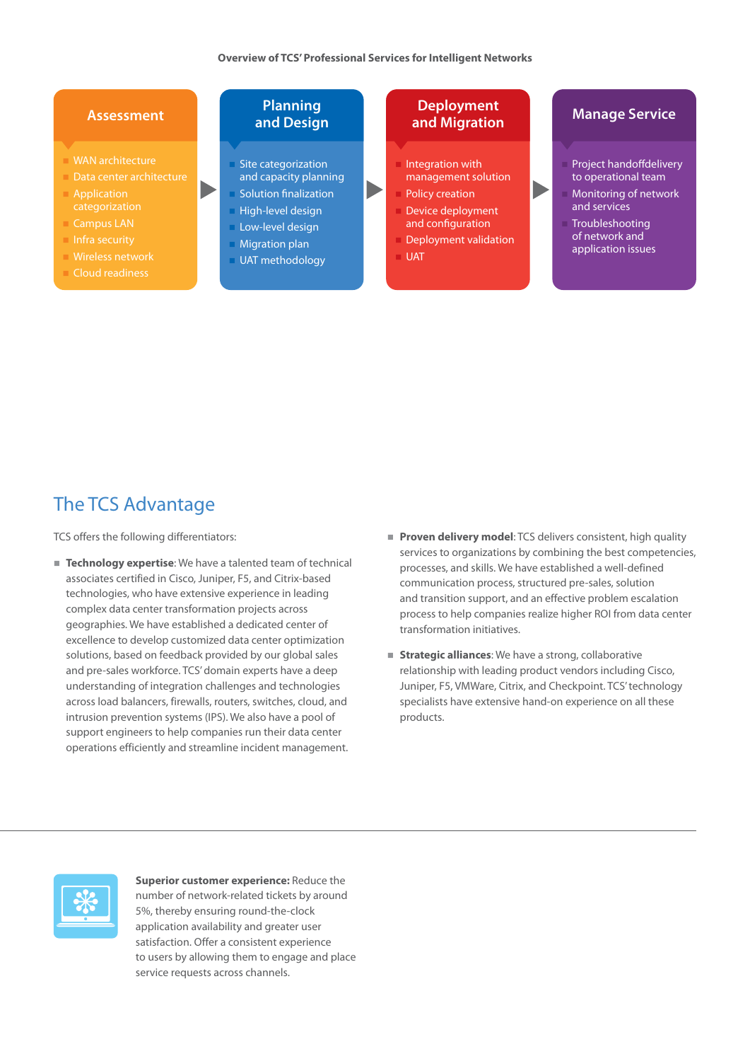**Overview of TCS' Professional Services for Intelligent Networks**

### Assessment

- WAN architecture
- Data center architecture
- Application categorization
- Campus LAN
- Infra security
- Wireless network
- Cloud readiness

### Planning and Design

- Site categorization and capacity planning
- Solution finalization
- High-level design
- Low-level design
- Migration plan
- UAT methodology

### Deployment and Migration

- Integration with management solution
- Policy creation
- Device deployment and configuration
- Deployment validation
- UAT

### Manage Service

- Project handoffdelivery to operational team
- Monitoring of network and services
- Troubleshooting of network and application issues

## The TCS Advantage

TCS offers the following differentiators:

- **Technology expertise**: We have a talented team of technical associates certified in Cisco, Juniper, F5, and Citrix-based technologies, who have extensive experience in leading complex data center transformation projects across geographies. We have established a dedicated center of excellence to develop customized data center optimization solutions, based on feedback provided by our global sales and pre-sales workforce. TCS' domain experts have a deep understanding of integration challenges and technologies across load balancers, firewalls, routers, switches, cloud, and intrusion prevention systems (IPS). We also have a pool of support engineers to help companies run their data center operations efficiently and streamline incident management.

- **Proven delivery model**: TCS delivers consistent, high quality services to organizations by combining the best competencies, processes, and skills. We have established a well-defined communication process, structured pre-sales, solution and transition support, and an effective problem escalation process to help companies realize higher ROI from data center transformation initiatives.

- **Strategic alliances**: We have a strong, collaborative relationship with leading product vendors including Cisco, Juniper, F5, VMWare, Citrix, and Checkpoint. TCS' technology specialists have extensive hand-on experience on all these products.

---

**Superior customer experience:** Reduce the number of network-related tickets by around 5%, thereby ensuring round-the-clock application availability and greater user satisfaction. Offer a consistent experience to users by allowing them to engage and place service requests across channels.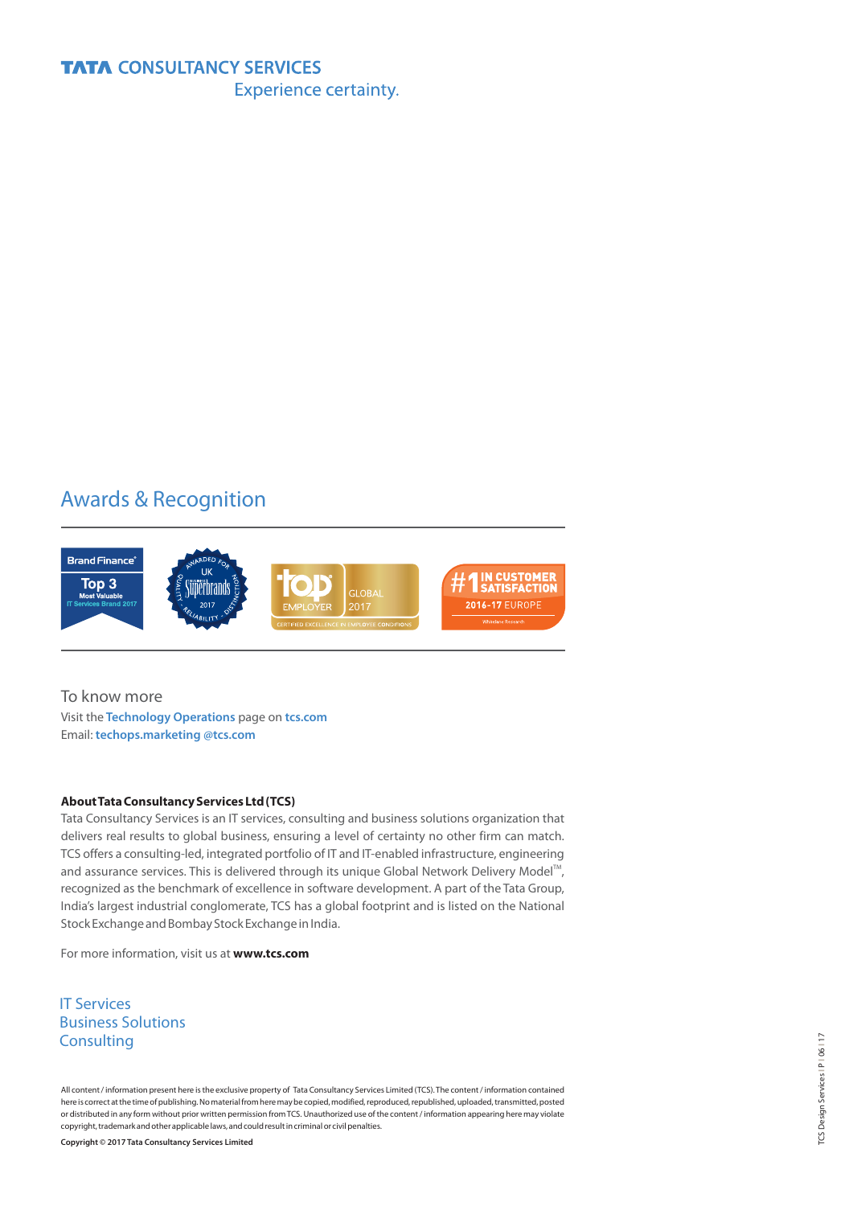TATA CONSULTANCY SERVICES
Experience certainty.

## Awards & Recognition

Brand Finance® Top 3 Most Valuable IT Services Brand 2017

Awarded for Quality · Reliability · Distinction UK Superbrands 2017

Top Employer Global 2017 Certified Excellence in Employee Conditions

#1 in Customer Satisfaction 2016-17 Europe Whitelane Research

To know more

Visit the **Technology Operations** page on **tcs.com**
Email: **techops.marketing @tcs.com**

**About Tata Consultancy Services Ltd (TCS)**
Tata Consultancy Services is an IT services, consulting and business solutions organization that delivers real results to global business, ensuring a level of certainty no other firm can match. TCS offers a consulting-led, integrated portfolio of IT and IT-enabled infrastructure, engineering and assurance services. This is delivered through its unique Global Network Delivery Model™, recognized as the benchmark of excellence in software development. A part of the Tata Group, India's largest industrial conglomerate, TCS has a global footprint and is listed on the National Stock Exchange and Bombay Stock Exchange in India.

For more information, visit us at **www.tcs.com**

IT Services
Business Solutions
Consulting

All content / information present here is the exclusive property of Tata Consultancy Services Limited (TCS). The content / information contained here is correct at the time of publishing. No material from here may be copied, modified, reproduced, republished, uploaded, transmitted, posted or distributed in any form without prior written permission from TCS. Unauthorized use of the content / information appearing here may violate copyright, trademark and other applicable laws, and could result in criminal or civil penalties.

**Copyright © 2017 Tata Consultancy Services Limited**

TCS Design Services I P I 06 I 17